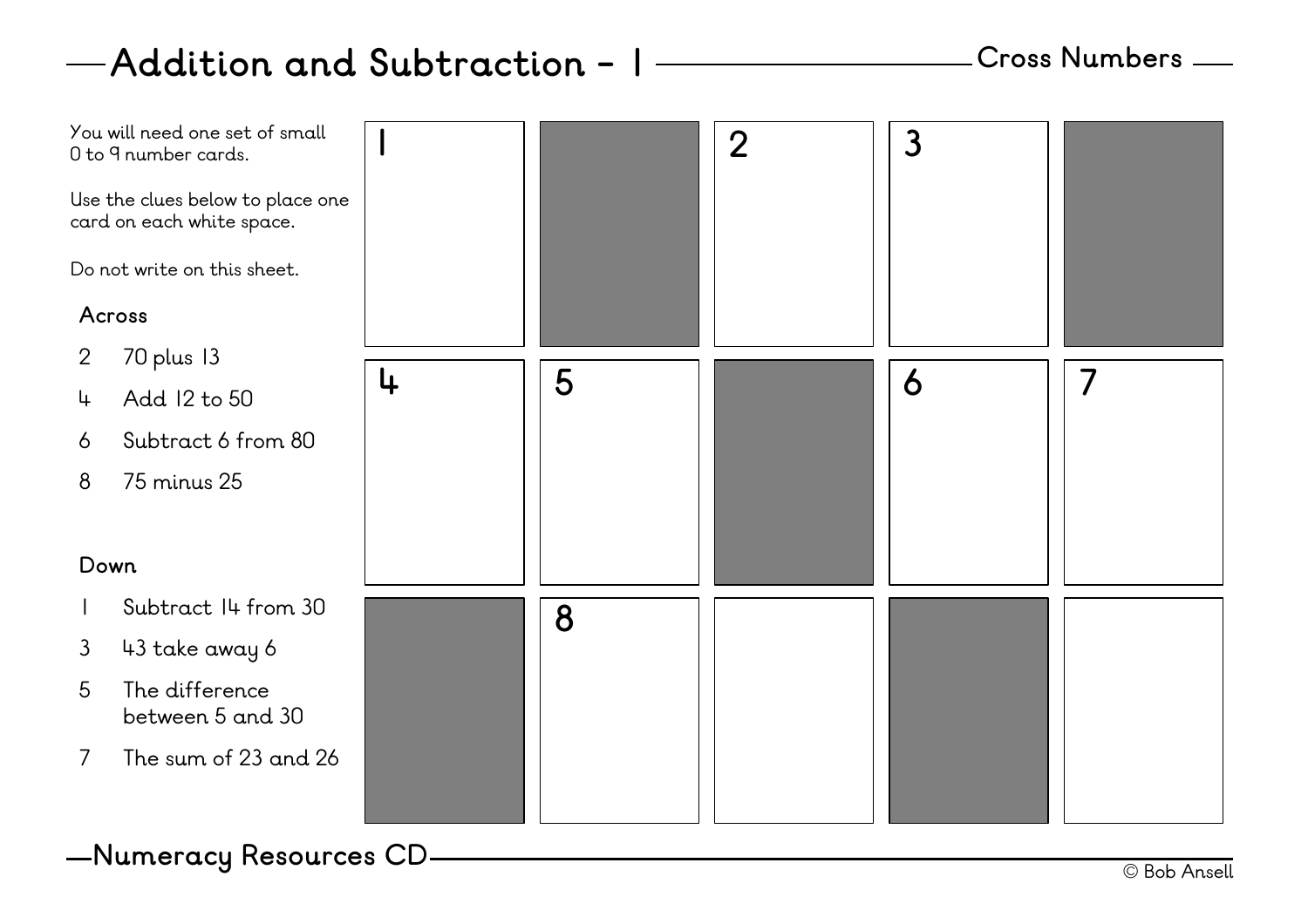# Addition and Subtraction - 1

## Cross Numbers

You will need one set of small 0 to 9 number cards.

Use the clues below to place one card on each white space.

Do not write on this sheet.

### Across

2 70 plus 13

4 Add 12 to 50

6 Subtract 6 from 80

8 75 minus 25

### Down

1 Subtract 14 from 30

3 43 take away 6

5 The difference between 5 and 30

7 The sum of 23 and 26

| | | | | |
|---|---|---|---|---|
| 1 | ■ | 2 | 3 | ■ |
| 4 | 5 | ■ | 6 | 7 |
| ■ | 8 | | ■ | |

Numeracy Resources CD

© Bob Ansell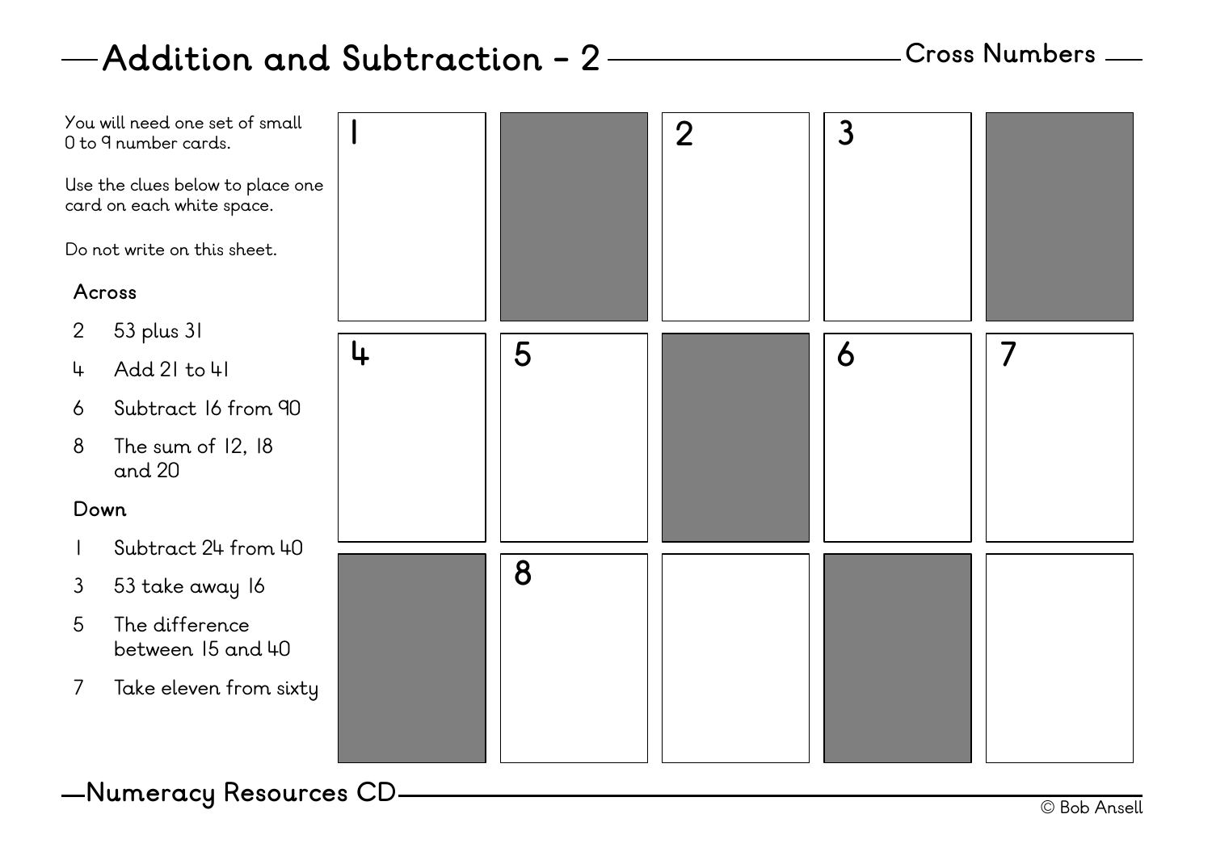# Addition and Subtraction - 2

## Cross Numbers

You will need one set of small 0 to 9 number cards.

Use the clues below to place one card on each white space.

Do not write on this sheet.

### Across

2 53 plus 31

4 Add 21 to 41

6 Subtract 16 from 90

8 The sum of 12, 18 and 20

### Down

1 Subtract 24 from 40

3 53 take away 16

5 The difference between 15 and 40

7 Take eleven from sixty

| | | | | |
|---|---|---|---|---|
| 1 | ■ | 2 | 3 | ■ |
| 4 | 5 | ■ | 6 | 7 |
| ■ | 8 | | ■ | |

Numeracy Resources CD

© Bob Ansell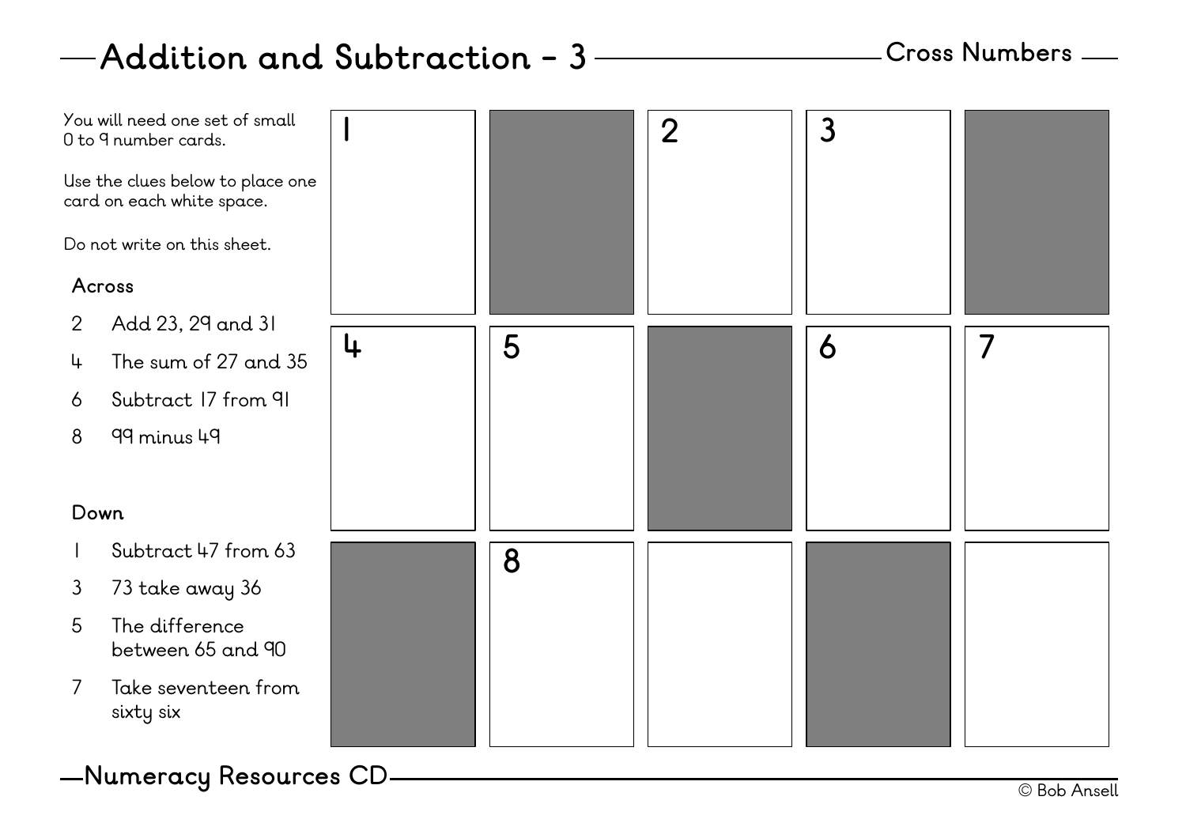# Addition and Subtraction - 3

**Cross Numbers**

You will need one set of small 0 to 9 number cards.

Use the clues below to place one card on each white space.

Do not write on this sheet.

### Across

2 Add 23, 29 and 31

4 The sum of 27 and 35

6 Subtract 17 from 91

8 99 minus 49

### Down

1 Subtract 47 from 63

3 73 take away 36

5 The difference between 65 and 90

7 Take seventeen from sixty six

| | | | | |
|---|---|---|---|---|
| 1 | | 2 | 3 | |
| 4 | 5 | | 6 | 7 |
| | 8 | | | |